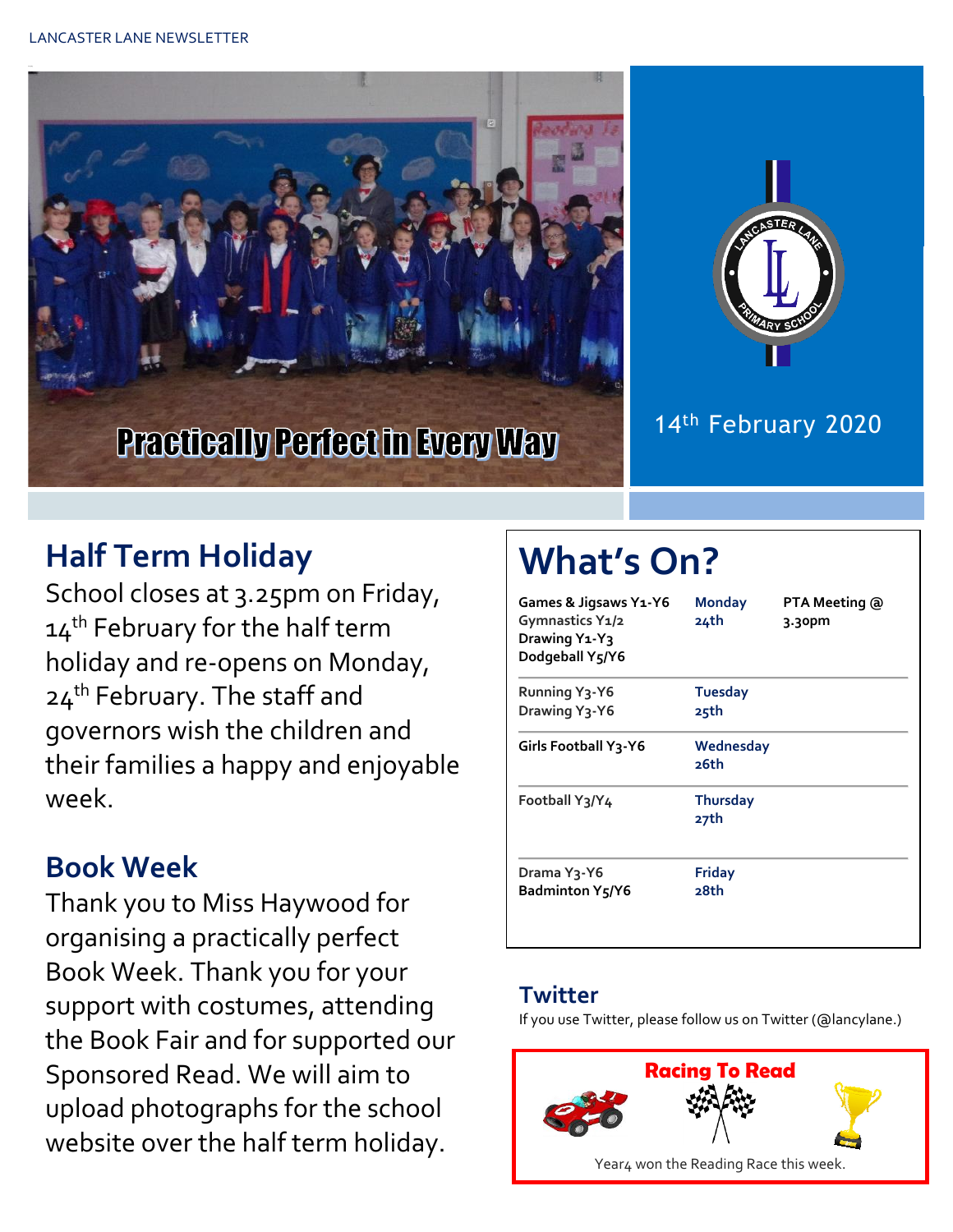Practically Perfect in Every Way

14th February 2020

## Half Term Holiday

School closes at 3.25pm on Friday, 14th February for the half term holiday and re-opens on Monday, 24th February. The staff and governors wish the children and their families a happy and enjoyable week.

## Book Week

Thank you to Miss Haywood for organising a practically perfect Book Week. Thank you for your support with costumes, attending the Book Fair and for supported our Sponsored Read. We will aim to upload photographs for the school website over the half term holiday.

## What's On?

| Activity | Day | |
|---|---|---|
| Games & Jigsaws Y1-Y6<br>Gymnastics Y1/2<br>Drawing Y1-Y3<br>Dodgeball Y5/Y6 | Monday 24th | PTA Meeting @ 3.30pm |
| Running Y3-Y6<br>Drawing Y3-Y6 | Tuesday 25th | |
| Girls Football Y3-Y6 | Wednesday 26th | |
| Football Y3/Y4 | Thursday 27th | |
| Drama Y3-Y6<br>Badminton Y5/Y6 | Friday 28th | |

## Twitter

If you use Twitter, please follow us on Twitter (@lancylane.)

**Racing To Read**

Year4 won the Reading Race this week.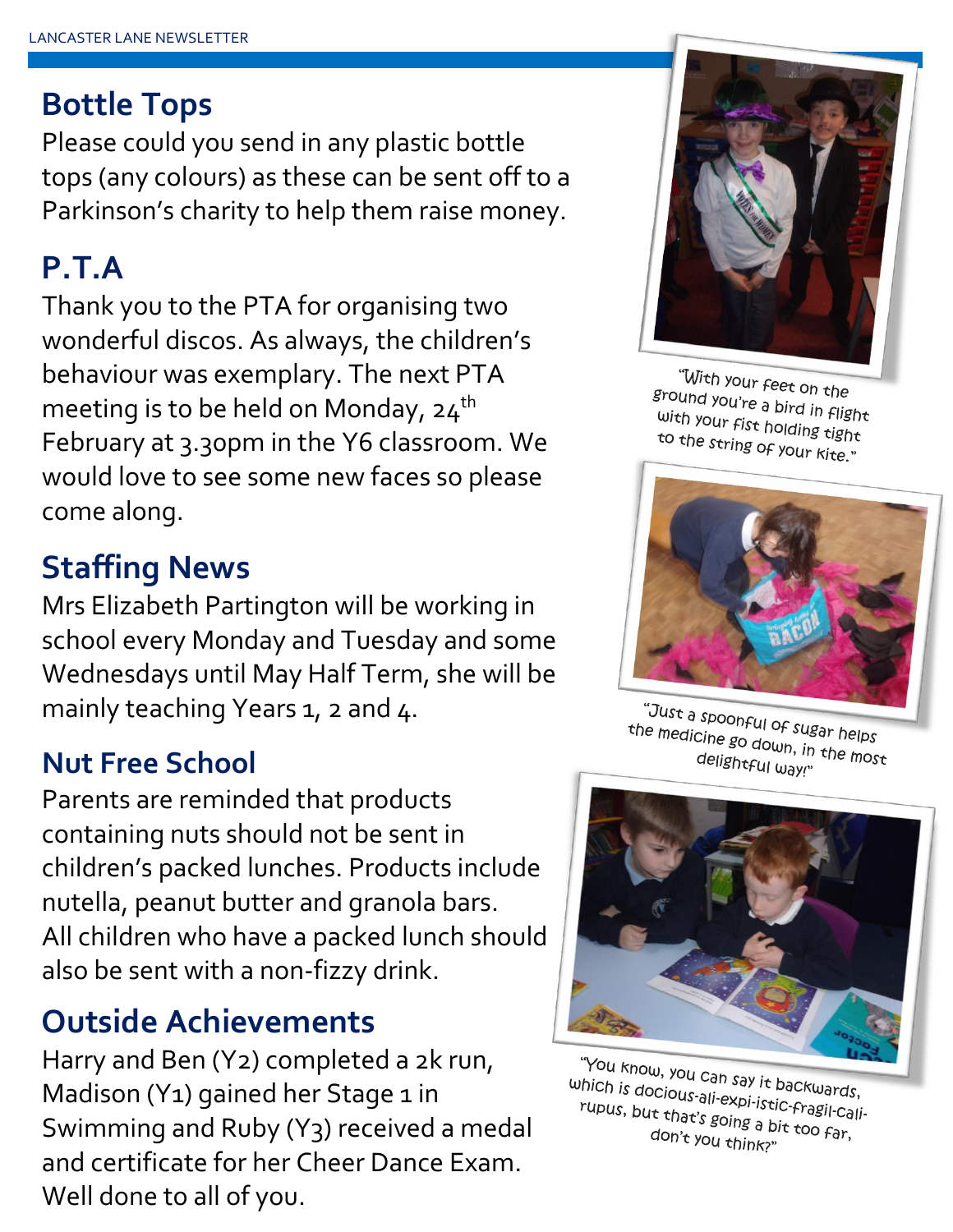## Bottle Tops

Please could you send in any plastic bottle tops (any colours) as these can be sent off to a Parkinson's charity to help them raise money.

## P.T.A

Thank you to the PTA for organising two wonderful discos. As always, the children's behaviour was exemplary. The next PTA meeting is to be held on Monday, 24th February at 3.30pm in the Y6 classroom. We would love to see some new faces so please come along.

## Staffing News

Mrs Elizabeth Partington will be working in school every Monday and Tuesday and some Wednesdays until May Half Term, she will be mainly teaching Years 1, 2 and 4.

## Nut Free School

Parents are reminded that products containing nuts should not be sent in children's packed lunches. Products include nutella, peanut butter and granola bars. All children who have a packed lunch should also be sent with a non-fizzy drink.

## Outside Achievements

Harry and Ben (Y2) completed a 2k run, Madison (Y1) gained her Stage 1 in Swimming and Ruby (Y3) received a medal and certificate for her Cheer Dance Exam. Well done to all of you.

"With your feet on the ground you're a bird in flight with your fist holding tight to the string of your kite."

"Just a spoonful of sugar helps the medicine go down, in the most delightful way!"

"You know, you can say it backwards, which is docious-ali-expi-istic-fragil-cali-rupus, but that's going a bit too far, don't you think?"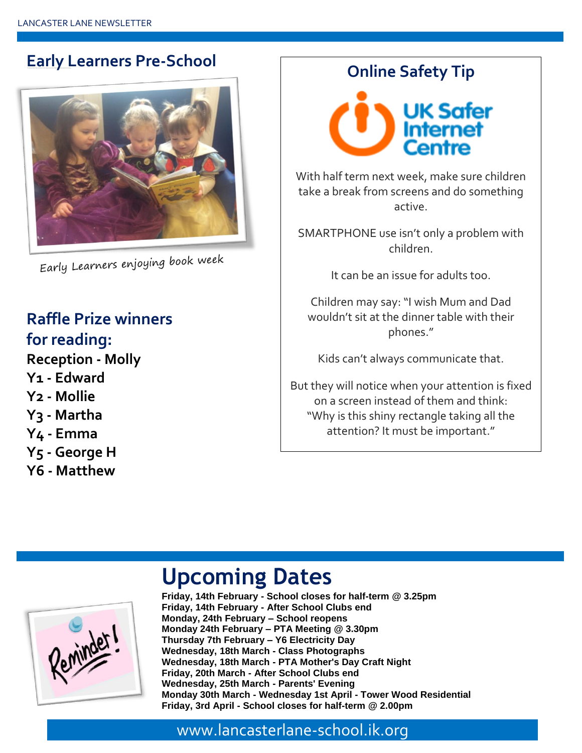## Early Learners Pre-School

Early Learners enjoying book week

## Raffle Prize winners for reading:

**Reception - Molly**
**Y1 - Edward**
**Y2 - Mollie**
**Y3 - Martha**
**Y4 - Emma**
**Y5 - George H**
**Y6 - Matthew**

## Online Safety Tip

UK Safer Internet Centre

With half term next week, make sure children take a break from screens and do something active.

SMARTPHONE use isn't only a problem with children.

It can be an issue for adults too.

Children may say: "I wish Mum and Dad wouldn't sit at the dinner table with their phones."

Kids can't always communicate that.

But they will notice when your attention is fixed on a screen instead of them and think: "Why is this shiny rectangle taking all the attention? It must be important."

## Upcoming Dates

Reminder!

**Friday, 14th February - School closes for half-term @ 3.25pm**
**Friday, 14th February - After School Clubs end**
**Monday, 24th February – School reopens**
**Monday 24th February – PTA Meeting @ 3.30pm**
**Thursday 7th February – Y6 Electricity Day**
**Wednesday, 18th March - Class Photographs**
**Wednesday, 18th March - PTA Mother's Day Craft Night**
**Friday, 20th March - After School Clubs end**
**Wednesday, 25th March - Parents' Evening**
**Monday 30th March - Wednesday 1st April - Tower Wood Residential**
**Friday, 3rd April - School closes for half-term @ 2.00pm**

www.lancasterlane-school.ik.org